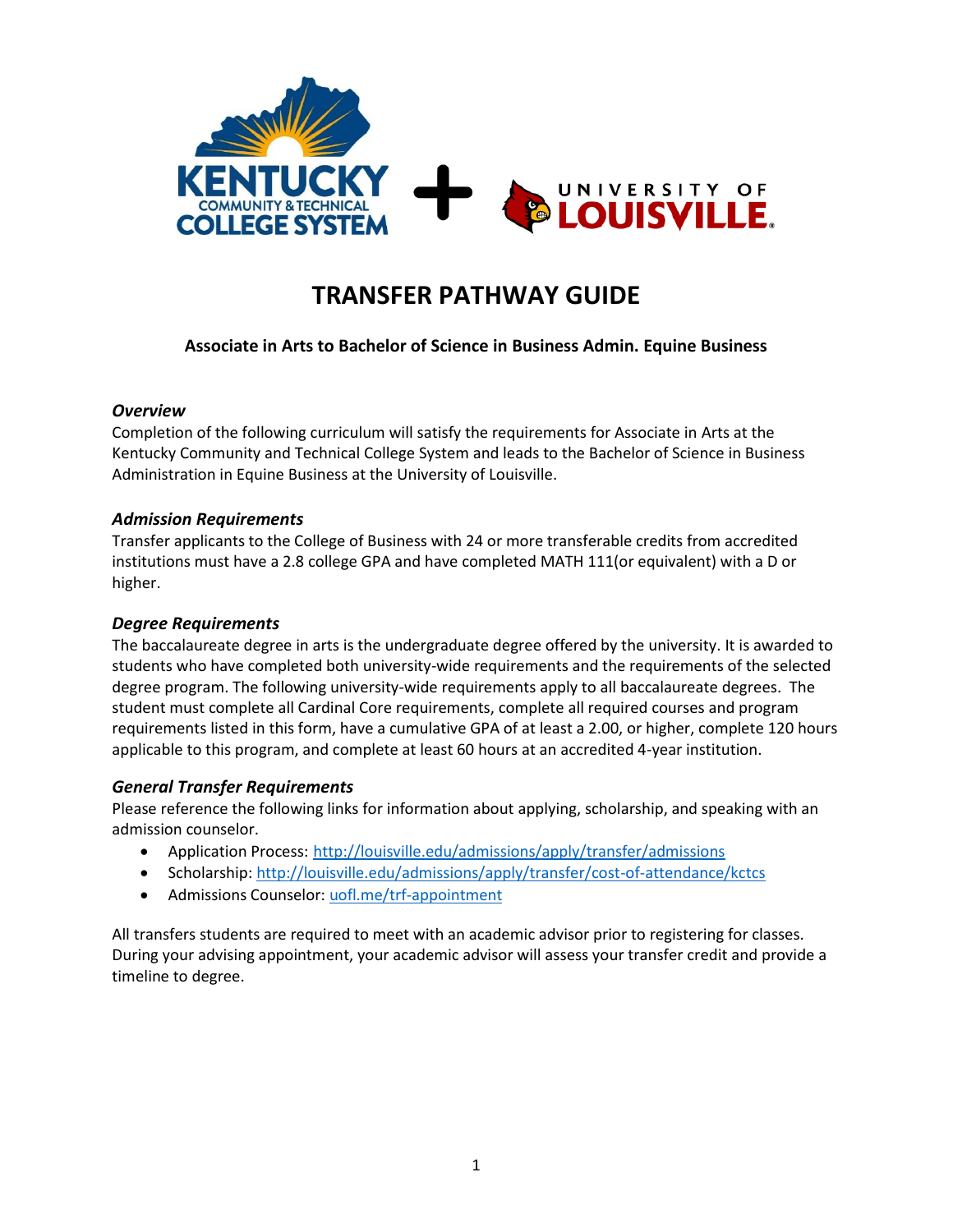# TRANSFER PATHWAY GUIDE

**Associate in Arts to Bachelor of Science in Business Admin. Equine Business**

### *Overview*

Completion of the following curriculum will satisfy the requirements for Associate in Arts at the Kentucky Community and Technical College System and leads to the Bachelor of Science in Business Administration in Equine Business at the University of Louisville.

### *Admission Requirements*

Transfer applicants to the College of Business with 24 or more transferable credits from accredited institutions must have a 2.8 college GPA and have completed MATH 111(or equivalent) with a D or higher.

### *Degree Requirements*

The baccalaureate degree in arts is the undergraduate degree offered by the university. It is awarded to students who have completed both university-wide requirements and the requirements of the selected degree program. The following university-wide requirements apply to all baccalaureate degrees. The student must complete all Cardinal Core requirements, complete all required courses and program requirements listed in this form, have a cumulative GPA of at least a 2.00, or higher, complete 120 hours applicable to this program, and complete at least 60 hours at an accredited 4-year institution.

### *General Transfer Requirements*

Please reference the following links for information about applying, scholarship, and speaking with an admission counselor.

- Application Process: [http://louisville.edu/admissions/apply/transfer/admissions](http://louisville.edu/admissions/apply/transfer/admissions)
- Scholarship: [http://louisville.edu/admissions/apply/transfer/cost-of-attendance/kctcs](http://louisville.edu/admissions/apply/transfer/cost-of-attendance/kctcs)
- Admissions Counselor: [uofl.me/trf-appointment](uofl.me/trf-appointment)

All transfers students are required to meet with an academic advisor prior to registering for classes. During your advising appointment, your academic advisor will assess your transfer credit and provide a timeline to degree.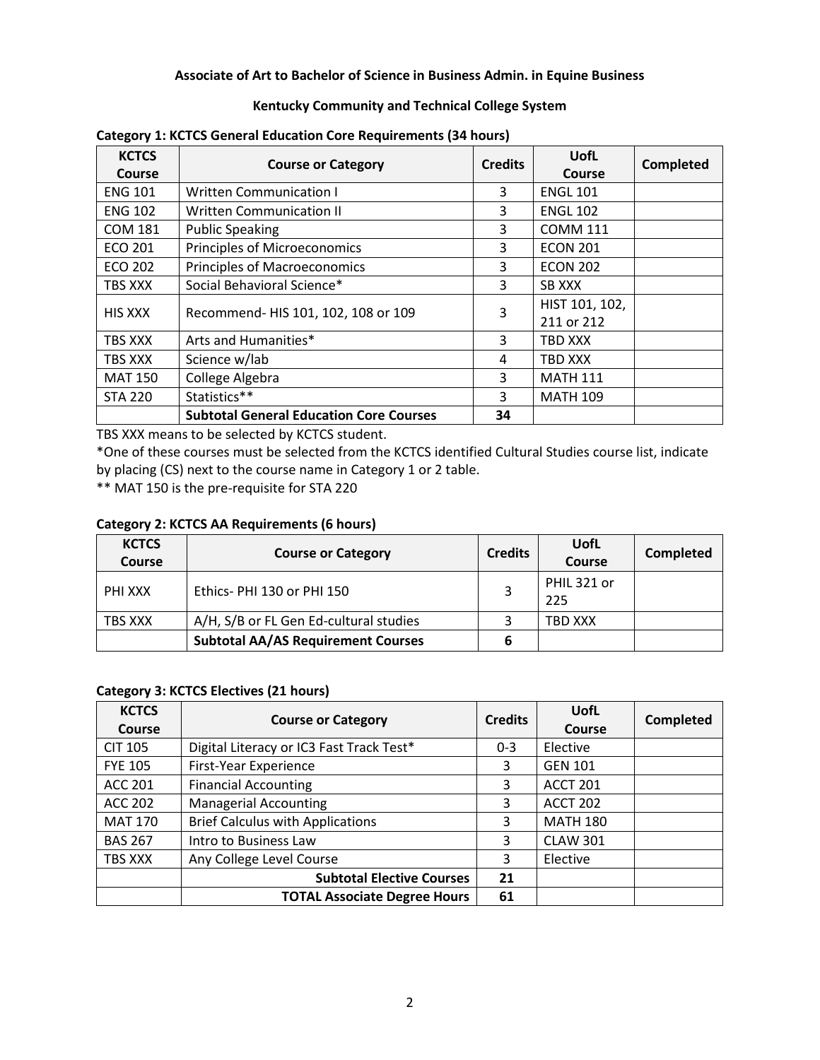**Associate of Art to Bachelor of Science in Business Admin. in Equine Business**

**Kentucky Community and Technical College System**

**Category 1: KCTCS General Education Core Requirements (34 hours)**

| KCTCS Course | Course or Category | Credits | UofL Course | Completed |
|---|---|---|---|---|
| ENG 101 | Written Communication I | 3 | ENGL 101 | |
| ENG 102 | Written Communication II | 3 | ENGL 102 | |
| COM 181 | Public Speaking | 3 | COMM 111 | |
| ECO 201 | Principles of Microeconomics | 3 | ECON 201 | |
| ECO 202 | Principles of Macroeconomics | 3 | ECON 202 | |
| TBS XXX | Social Behavioral Science* | 3 | SB XXX | |
| HIS XXX | Recommend- HIS 101, 102, 108 or 109 | 3 | HIST 101, 102, 211 or 212 | |
| TBS XXX | Arts and Humanities* | 3 | TBD XXX | |
| TBS XXX | Science w/lab | 4 | TBD XXX | |
| MAT 150 | College Algebra | 3 | MATH 111 | |
| STA 220 | Statistics** | 3 | MATH 109 | |
| | **Subtotal General Education Core Courses** | **34** | | |

TBS XXX means to be selected by KCTCS student.

*One of these courses must be selected from the KCTCS identified Cultural Studies course list, indicate by placing (CS) next to the course name in Category 1 or 2 table.

** MAT 150 is the pre-requisite for STA 220

**Category 2: KCTCS AA Requirements (6 hours)**

| KCTCS Course | Course or Category | Credits | UofL Course | Completed |
|---|---|---|---|---|
| PHI XXX | Ethics- PHI 130 or PHI 150 | 3 | PHIL 321 or 225 | |
| TBS XXX | A/H, S/B or FL Gen Ed-cultural studies | 3 | TBD XXX | |
| | **Subtotal AA/AS Requirement Courses** | **6** | | |

**Category 3: KCTCS Electives (21 hours)**

| KCTCS Course | Course or Category | Credits | UofL Course | Completed |
|---|---|---|---|---|
| CIT 105 | Digital Literacy or IC3 Fast Track Test* | 0-3 | Elective | |
| FYE 105 | First-Year Experience | 3 | GEN 101 | |
| ACC 201 | Financial Accounting | 3 | ACCT 201 | |
| ACC 202 | Managerial Accounting | 3 | ACCT 202 | |
| MAT 170 | Brief Calculus with Applications | 3 | MATH 180 | |
| BAS 267 | Intro to Business Law | 3 | CLAW 301 | |
| TBS XXX | Any College Level Course | 3 | Elective | |
| | **Subtotal Elective Courses** | **21** | | |
| | **TOTAL Associate Degree Hours** | **61** | | |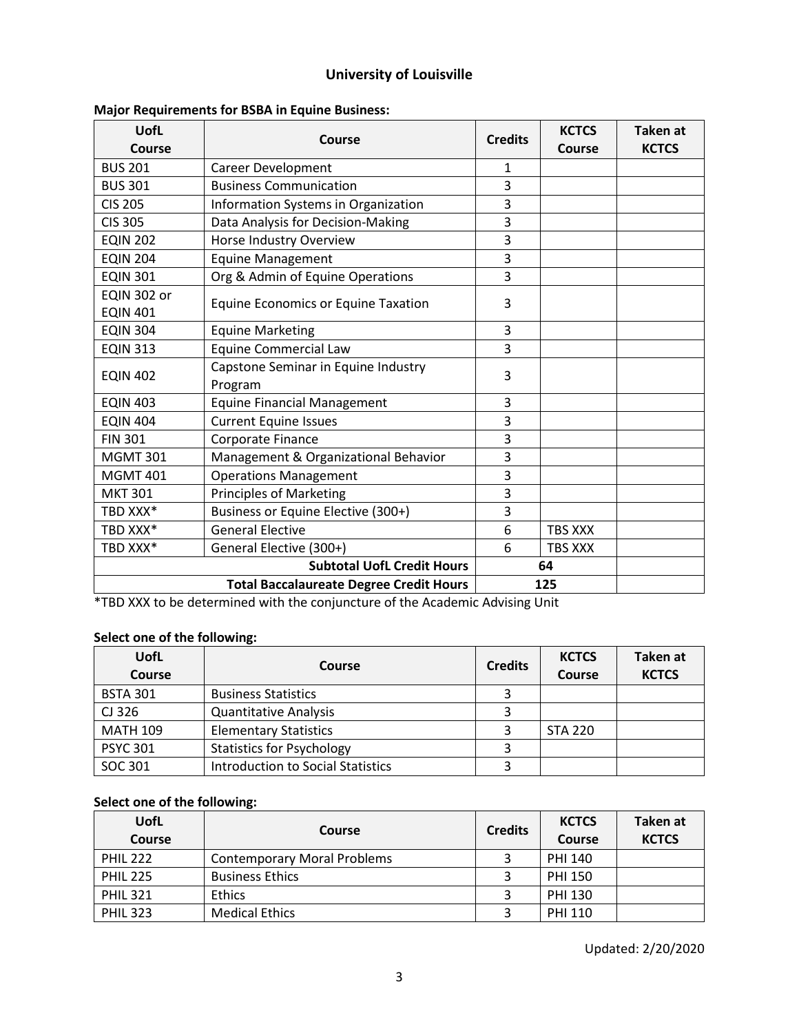## University of Louisville

**Major Requirements for BSBA in Equine Business:**

| UofL Course | Course | Credits | KCTCS Course | Taken at KCTCS |
|---|---|---|---|---|
| BUS 201 | Career Development | 1 | | |
| BUS 301 | Business Communication | 3 | | |
| CIS 205 | Information Systems in Organization | 3 | | |
| CIS 305 | Data Analysis for Decision-Making | 3 | | |
| EQIN 202 | Horse Industry Overview | 3 | | |
| EQIN 204 | Equine Management | 3 | | |
| EQIN 301 | Org & Admin of Equine Operations | 3 | | |
| EQIN 302 or EQIN 401 | Equine Economics or Equine Taxation | 3 | | |
| EQIN 304 | Equine Marketing | 3 | | |
| EQIN 313 | Equine Commercial Law | 3 | | |
| EQIN 402 | Capstone Seminar in Equine Industry Program | 3 | | |
| EQIN 403 | Equine Financial Management | 3 | | |
| EQIN 404 | Current Equine Issues | 3 | | |
| FIN 301 | Corporate Finance | 3 | | |
| MGMT 301 | Management & Organizational Behavior | 3 | | |
| MGMT 401 | Operations Management | 3 | | |
| MKT 301 | Principles of Marketing | 3 | | |
| TBD XXX* | Business or Equine Elective (300+) | 3 | | |
| TBD XXX* | General Elective | 6 | TBS XXX | |
| TBD XXX* | General Elective (300+) | 6 | TBS XXX | |
| | **Subtotal UofL Credit Hours** | 64 | | |
| | **Total Baccalaureate Degree Credit Hours** | 125 | | |

*TBD XXX to be determined with the conjuncture of the Academic Advising Unit

**Select one of the following:**

| UofL Course | Course | Credits | KCTCS Course | Taken at KCTCS |
|---|---|---|---|---|
| BSTA 301 | Business Statistics | 3 | | |
| CJ 326 | Quantitative Analysis | 3 | | |
| MATH 109 | Elementary Statistics | 3 | STA 220 | |
| PSYC 301 | Statistics for Psychology | 3 | | |
| SOC 301 | Introduction to Social Statistics | 3 | | |

**Select one of the following:**

| UofL Course | Course | Credits | KCTCS Course | Taken at KCTCS |
|---|---|---|---|---|
| PHIL 222 | Contemporary Moral Problems | 3 | PHI 140 | |
| PHIL 225 | Business Ethics | 3 | PHI 150 | |
| PHIL 321 | Ethics | 3 | PHI 130 | |
| PHIL 323 | Medical Ethics | 3 | PHI 110 | |

Updated: 2/20/2020